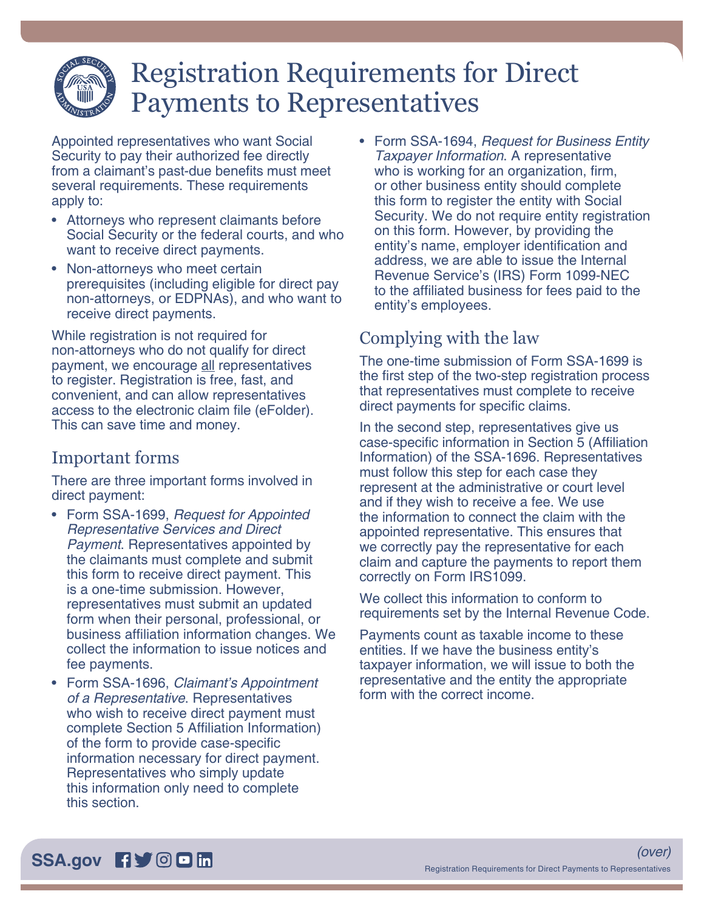# Registration Requirements for Direct Payments to Representatives

Appointed representatives who want Social Security to pay their authorized fee directly from a claimant's past-due benefits must meet several requirements. These requirements apply to:

- Attorneys who represent claimants before Social Security or the federal courts, and who want to receive direct payments.
- Non-attorneys who meet certain prerequisites (including eligible for direct pay non-attorneys, or EDPNAs), and who want to receive direct payments.

While registration is not required for non-attorneys who do not qualify for direct payment, we encourage all representatives to register. Registration is free, fast, and convenient, and can allow representatives access to the electronic claim file (eFolder). This can save time and money.

## Important forms

There are three important forms involved in direct payment:

- Form SSA-1699, *Request for Appointed Representative Services and Direct Payment*. Representatives appointed by the claimants must complete and submit this form to receive direct payment. This is a one-time submission. However, representatives must submit an updated form when their personal, professional, or business affiliation information changes. We collect the information to issue notices and fee payments.
- Form SSA-1696, *Claimant's Appointment of a Representative.* Representatives who wish to receive direct payment must complete Section 5 Affiliation Information) of the form to provide case-specific information necessary for direct payment. Representatives who simply update this information only need to complete this section.
- Form SSA-1694, *Request for Business Entity Taxpayer Information*. A representative who is working for an organization, firm, or other business entity should complete this form to register the entity with Social Security. We do not require entity registration on this form. However, by providing the entity's name, employer identification and address, we are able to issue the Internal Revenue Service's (IRS) Form 1099-NEC to the affiliated business for fees paid to the entity's employees.

## Complying with the law

The one-time submission of Form SSA-1699 is the first step of the two-step registration process that representatives must complete to receive direct payments for specific claims.

In the second step, representatives give us case-specific information in Section 5 (Affiliation Information) of the SSA-1696. Representatives must follow this step for each case they represent at the administrative or court level and if they wish to receive a fee. We use the information to connect the claim with the appointed representative. This ensures that we correctly pay the representative for each claim and capture the payments to report them correctly on Form IRS1099.

We collect this information to conform to requirements set by the Internal Revenue Code.

Payments count as taxable income to these entities. If we have the business entity's taxpayer information, we will issue to both the representative and the entity the appropriate form with the correct income.

(over)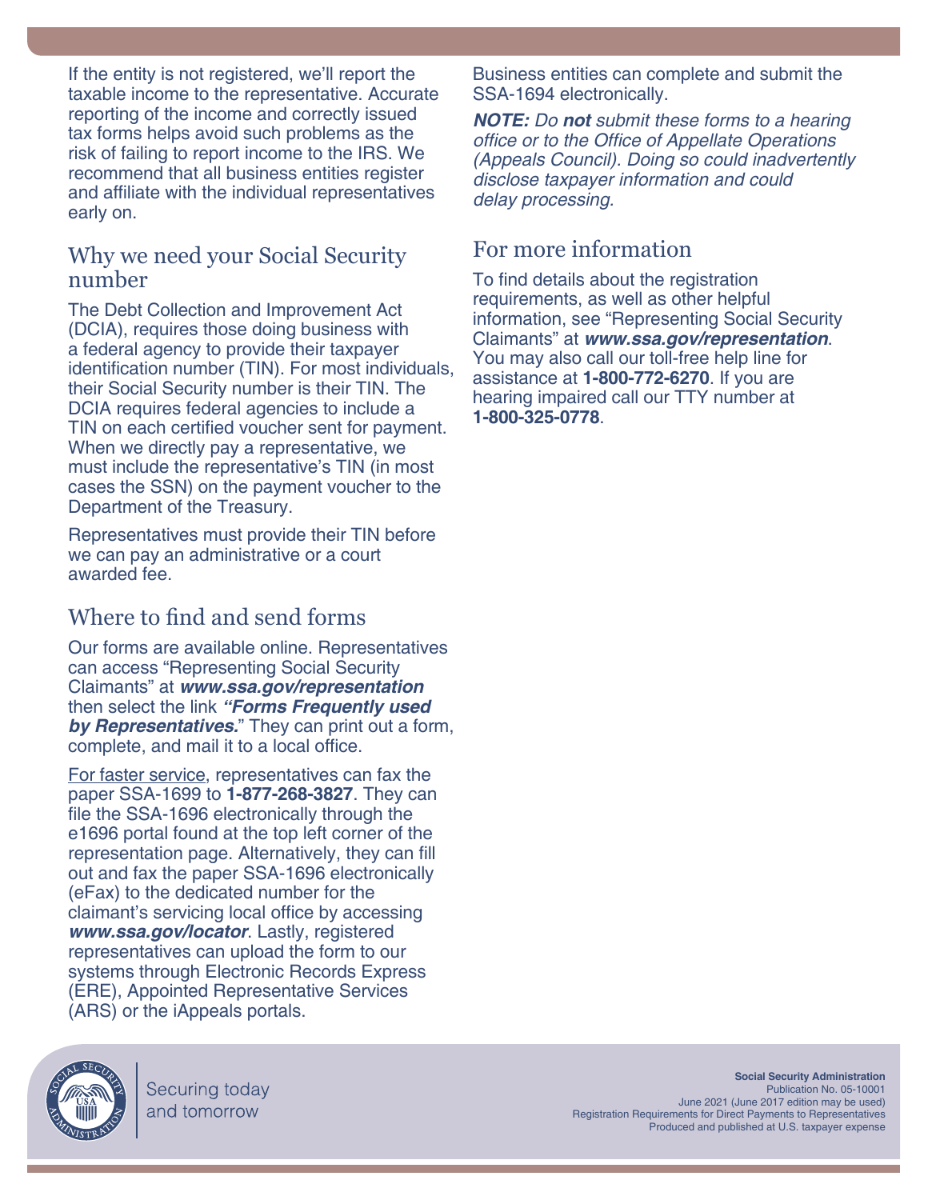If the entity is not registered, we'll report the taxable income to the representative. Accurate reporting of the income and correctly issued tax forms helps avoid such problems as the risk of failing to report income to the IRS. We recommend that all business entities register and affiliate with the individual representatives early on.

## Why we need your Social Security number

The Debt Collection and Improvement Act (DCIA), requires those doing business with a federal agency to provide their taxpayer identification number (TIN). For most individuals, their Social Security number is their TIN. The DCIA requires federal agencies to include a TIN on each certified voucher sent for payment. When we directly pay a representative, we must include the representative's TIN (in most cases the SSN) on the payment voucher to the Department of the Treasury.

Representatives must provide their TIN before we can pay an administrative or a court awarded fee.

## Where to find and send forms

Our forms are available online. Representatives can access "Representing Social Security Claimants" at ***www.ssa.gov/representation*** then select the link ***"Forms Frequently used by Representatives."*** They can print out a form, complete, and mail it to a local office.

For faster service, representatives can fax the paper SSA-1699 to **1-877-268-3827**. They can file the SSA-1696 electronically through the e1696 portal found at the top left corner of the representation page. Alternatively, they can fill out and fax the paper SSA-1696 electronically (eFax) to the dedicated number for the claimant's servicing local office by accessing ***www.ssa.gov/locator***. Lastly, registered representatives can upload the form to our systems through Electronic Records Express (ERE), Appointed Representative Services (ARS) or the iAppeals portals.

Business entities can complete and submit the SSA-1694 electronically.

***NOTE:*** *Do* ***not*** *submit these forms to a hearing office or to the Office of Appellate Operations (Appeals Council). Doing so could inadvertently disclose taxpayer information and could delay processing.*

## For more information

To find details about the registration requirements, as well as other helpful information, see "Representing Social Security Claimants" at ***www.ssa.gov/representation***. You may also call our toll-free help line for assistance at **1-800-772-6270**. If you are hearing impaired call our TTY number at **1-800-325-0778**.

Securing today and tomorrow

**Social Security Administration**
Publication No. 05-10001
June 2021 (June 2017 edition may be used)
Registration Requirements for Direct Payments to Representatives
Produced and published at U.S. taxpayer expense